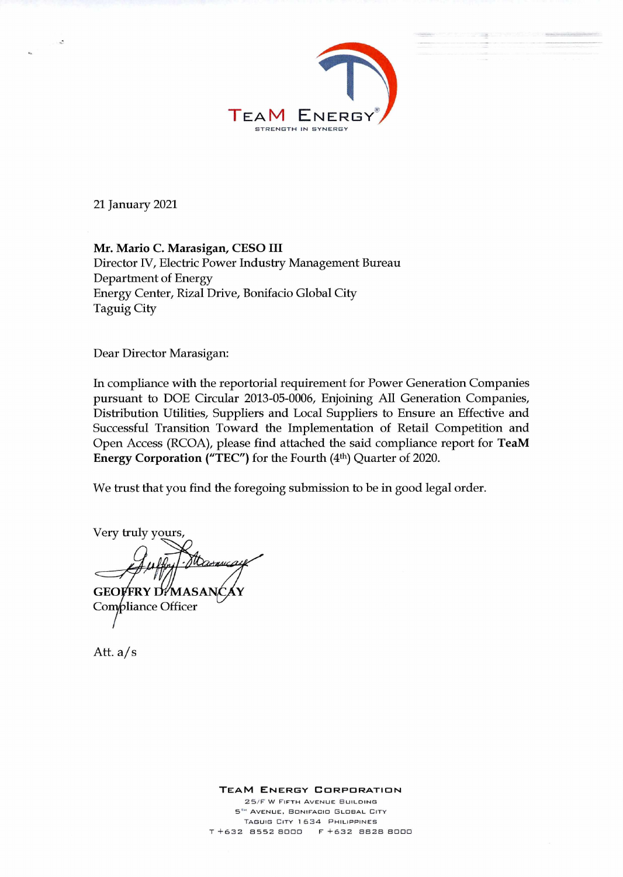TEAM ENERGY®

STRENGTH IN SYNERGY

21 January 2021

**Mr. Mario C. Marasigan, CESO III**
Director IV, Electric Power Industry Management Bureau
Department of Energy
Energy Center, Rizal Drive, Bonifacio Global City
Taguig City

Dear Director Marasigan:

In compliance with the reportorial requirement for Power Generation Companies pursuant to DOE Circular 2013-05-0006, Enjoining All Generation Companies, Distribution Utilities, Suppliers and Local Suppliers to Ensure an Effective and Successful Transition Toward the Implementation of Retail Competition and Open Access (RCOA), please find attached the said compliance report for **TeaM Energy Corporation ("TEC")** for the Fourth (4th) Quarter of 2020.

We trust that you find the foregoing submission to be in good legal order.

Very truly yours,

**GEOFFRY D. MASANCAY**
Compliance Officer

Att. a/s

**TEAM ENERGY CORPORATION**
25/F W Fifth Avenue Building
5TH Avenue, Bonifacio Global City
Taguig City 1634 Philippines
T +632 8552 8000  F +632 8828 8000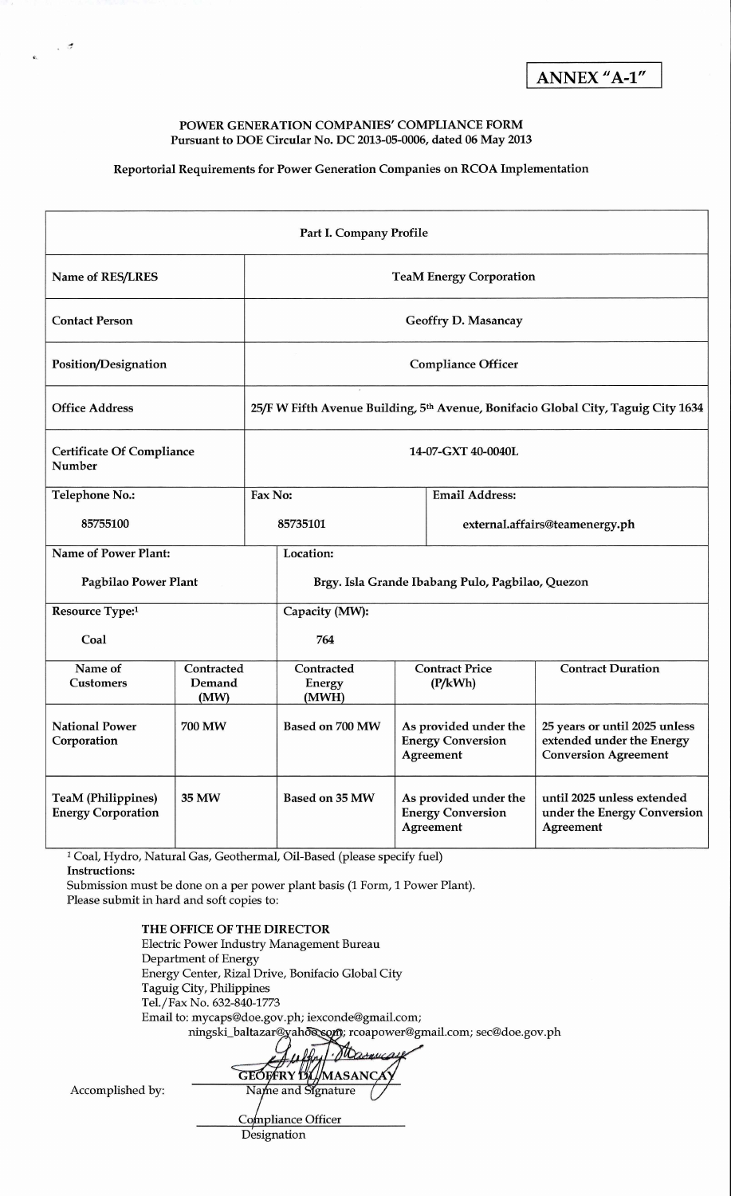**ANNEX "A-1"**

**POWER GENERATION COMPANIES' COMPLIANCE FORM**
**Pursuant to DOE Circular No. DC 2013-05-0006, dated 06 May 2013**

**Reportorial Requirements for Power Generation Companies on RCOA Implementation**

| **Part I. Company Profile** | | | | |
|---|---|---|---|---|
| **Name of RES/LRES** | **TeaM Energy Corporation** | | | |
| **Contact Person** | **Geoffry D. Masancay** | | | |
| **Position/Designation** | **Compliance Officer** | | | |
| **Office Address** | **25/F W Fifth Avenue Building, 5th Avenue, Bonifacio Global City, Taguig City 1634** | | | |
| **Certificate Of Compliance Number** | **14-07-GXT 40-0040L** | | | |
| **Telephone No.:** 85755100 | **Fax No:** 85735101 | | **Email Address:** external.affairs@teamenergy.ph | |
| **Name of Power Plant:** Pagbilao Power Plant | **Location:** Brgy. Isla Grande Ibabang Pulo, Pagbilao, Quezon | | | |
| **Resource Type:**[1] Coal | **Capacity (MW):** 764 | | | |
| **Name of Customers** | **Contracted Demand (MW)** | **Contracted Energy (MWH)** | **Contract Price (P/kWh)** | **Contract Duration** |
| **National Power Corporation** | **700 MW** | **Based on 700 MW** | **As provided under the Energy Conversion Agreement** | **25 years or until 2025 unless extended under the Energy Conversion Agreement** |
| **TeaM (Philippines) Energy Corporation** | **35 MW** | **Based on 35 MW** | **As provided under the Energy Conversion Agreement** | **until 2025 unless extended under the Energy Conversion Agreement** |

[1] Coal, Hydro, Natural Gas, Geothermal, Oil-Based (please specify fuel)

**Instructions:**

Submission must be done on a per power plant basis (1 Form, 1 Power Plant).
Please submit in hard and soft copies to:

**THE OFFICE OF THE DIRECTOR**
Electric Power Industry Management Bureau
Department of Energy
Energy Center, Rizal Drive, Bonifacio Global City
Taguig City, Philippines
Tel./Fax No. 632-840-1773
Email to: mycaps@doe.gov.ph; iexconde@gmail.com; ningski_baltazar@yahoo.com; rcoapower@gmail.com; sec@doe.gov.ph

Accomplished by:

GEOFFRY D. MASANCAY
Name and Signature

Compliance Officer
Designation